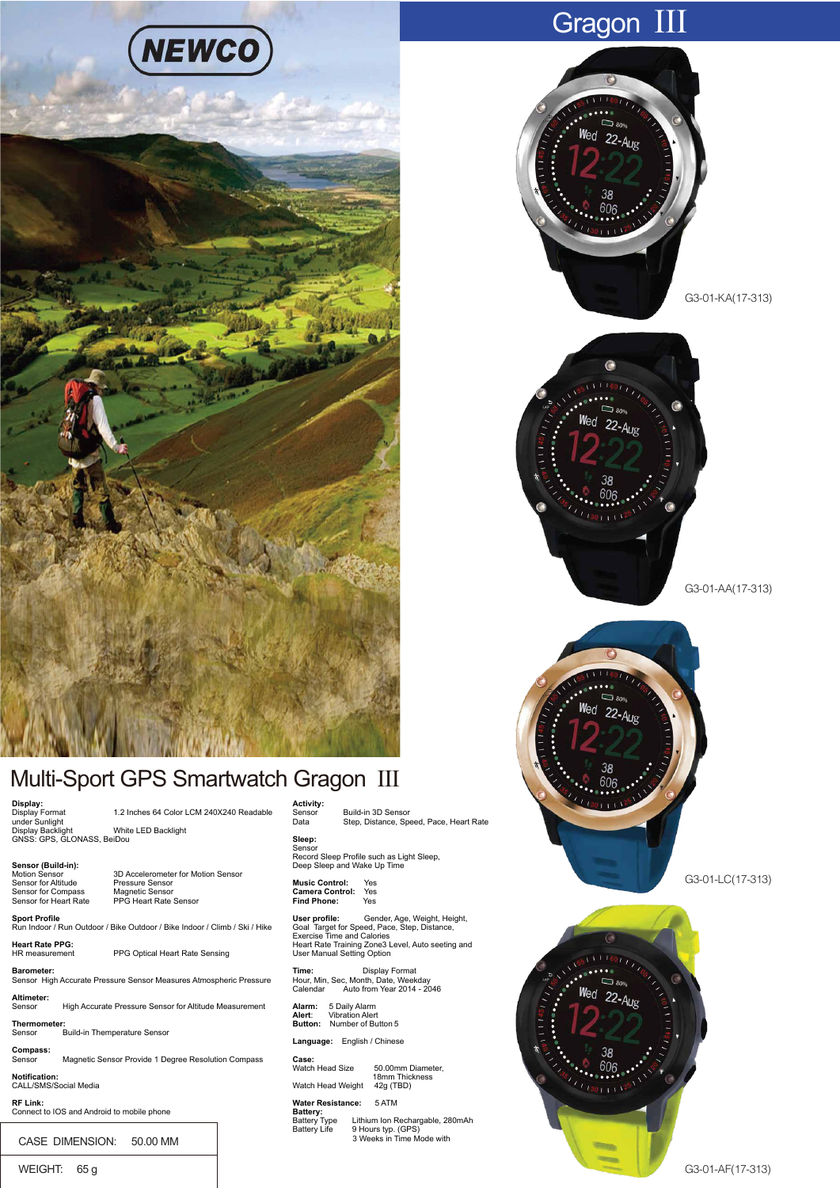NEWCO

# Gragon III

G3-01-KA(17-313)

G3-01-AA(17-313)

G3-01-LC(17-313)

G3-01-AF(17-313)

## Multi-Sport GPS Smartwatch Gragon III

**Display:**
Display Format — 1.2 Inches 64 Color LCM 240X240 Readable under Sunlight
Display Backlight — White LED Backlight
GNSS: GPS, GLONASS, BeiDou

**Sensor (Build-in):**
Motion Sensor — 3D Accelerometer for Motion Sensor
Sensor for Altitude — Pressure Sensor
Sensor for Compass — Magnetic Sensor
Sensor for Heart Rate — PPG Heart Rate Sensor

**Sport Profile**
Run Indoor / Run Outdoor / Bike Outdoor / Bike Indoor / Climb / Ski / Hike

**Heart Rate PPG:**
HR measurement — PPG Optical Heart Rate Sensing

**Barometer:**
Sensor High Accurate Pressure Sensor Measures Atmospheric Pressure

**Altimeter:**
Sensor — High Accurate Pressure Sensor for Altitude Measurement

**Thermometer:**
Sensor — Build-in Temperature Sensor

**Compass:**
Sensor — Magnetic Sensor Provide 1 Degree Resolution Compass

**Notification:**
CALL/SMS/Social Media

**RF Link:**
Connect to IOS and Android to mobile phone

**Activity:**
Sensor — Build-in 3D Sensor
Data — Step, Distance, Speed, Pace, Heart Rate

**Sleep:**
Sensor
Record Sleep Profile such as Light Sleep, Deep Sleep and Wake Up Time

**Music Control:** Yes
**Camera Control:** Yes
**Find Phone:** Yes

**User profile:** Gender, Age, Weight, Height,
Goal Target for Speed, Pace, Step, Distance, Exercise Time and Calories
Heart Rate Training Zone3 Level, Auto seeting and User Manual Setting Option

**Time:** Display Format
Hour, Min, Sec, Month, Date, Weekday
Calendar — Auto from Year 2014 - 2046

**Alarm:** 5 Daily Alarm
**Alert:** Vibration Alert
**Button:** Number of Button 5

**Language:** English / Chinese

**Case:**
Watch Head Size — 50.00mm Diameter, 18mm Thickness
Watch Head Weight — 42g (TBD)

**Water Resistance:** 5 ATM

**Battery:**
Battery Type — Lithium Ion Rechargable, 280mAh
Battery Life — 9 Hours typ. (GPS)
3 Weeks in Time Mode with

| CASE DIMENSION: | 50.00 MM |
|---|---|
| WEIGHT: | 65 g |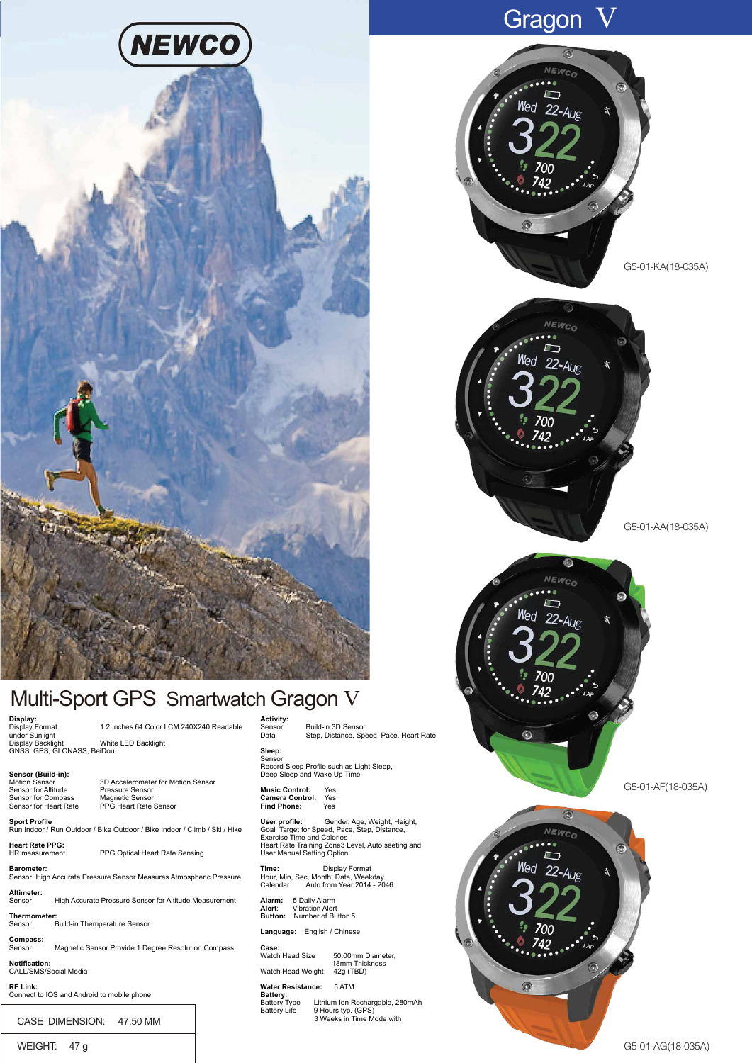NEWCO

# Gragon V

# Multi-Sport GPS Smartwatch Gragon V

**Display:**
Display Format — 1.2 Inches 64 Color LCM 240X240 Readable under Sunlight
Display Backlight — White LED Backlight
GNSS: GPS, GLONASS, BeiDou

**Sensor (Build-in):**
Motion Sensor — 3D Accelerometer for Motion Sensor
Sensor for Altitude — Pressure Sensor
Sensor for Compass — Magnetic Sensor
Sensor for Heart Rate — PPG Heart Rate Sensor

**Sport Profile**
Run Indoor / Run Outdoor / Bike Outdoor / Bike Indoor / Climb / Ski / Hike

**Heart Rate PPG:**
HR measurement — PPG Optical Heart Rate Sensing

**Barometer:**
Sensor High Accurate Pressure Sensor Measures Atmospheric Pressure

**Altimeter:**
Sensor — High Accurate Pressure Sensor for Altitude Measurement

**Thermometer:**
Sensor — Build-in Themperature Sensor

**Compass:**
Sensor — Magnetic Sensor Provide 1 Degree Resolution Compass

**Notification:**
CALL/SMS/Social Media

**RF Link:**
Connect to IOS and Android to mobile phone

| CASE DIMENSION: 47.50 MM |
|---|
| WEIGHT: 47 g |

**Activity:**
Sensor — Build-in 3D Sensor
Data — Step, Distance, Speed, Pace, Heart Rate

**Sleep:**
Sensor
Record Sleep Profile such as Light Sleep, Deep Sleep and Wake Up Time

**Music Control:** Yes
**Camera Control:** Yes
**Find Phone:** Yes

**User profile:** Gender, Age, Weight, Height,
Goal Target for Speed, Pace, Step, Distance, Exercise Time and Calories
Heart Rate Training Zone3 Level, Auto seeting and User Manual Setting Option

**Time:** Display Format
Hour, Min, Sec, Month, Date, Weekday
Calendar — Auto from Year 2014 - 2046

**Alarm:** 5 Daily Alarm
**Alert:** Vibration Alert
**Button:** Number of Button 5

**Language:** English / Chinese

**Case:**
Watch Head Size — 50.00mm Diameter, 18mm Thickness
Watch Head Weight — 42g (TBD)

**Water Resistance:** 5 ATM

**Battery:**
Battery Type — Lithium Ion Rechargable, 280mAh
Battery Life — 9 Hours typ. (GPS)
3 Weeks in Time Mode with

G5-01-KA(18-035A)

G5-01-AA(18-035A)

G5-01-AF(18-035A)

G5-01-AG(18-035A)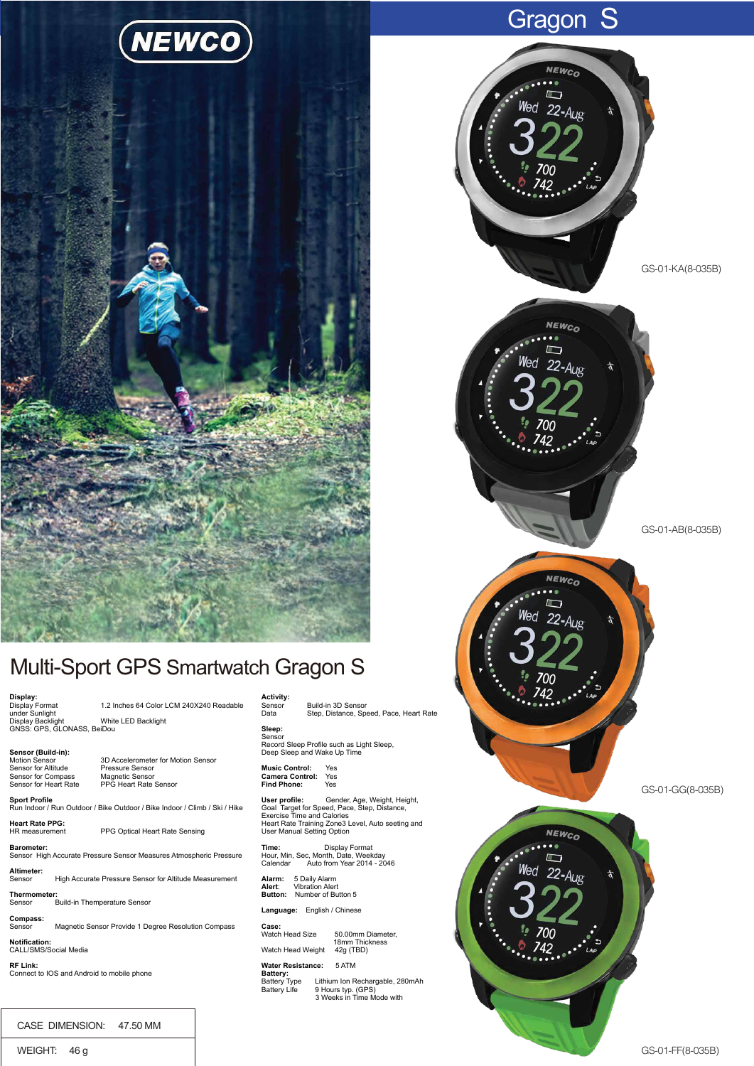Gragon S

GS-01-KA(8-035B)

GS-01-AB(8-035B)

GS-01-GG(8-035B)

GS-01-FF(8-035B)

# Multi-Sport GPS Smartwatch Gragon S

**Display:**
Display Format under Sunlight — 1.2 Inches 64 Color LCM 240X240 Readable
Display Backlight — White LED Backlight
GNSS: GPS, GLONASS, BeiDou

**Sensor (Build-in):**
Motion Sensor — 3D Accelerometer for Motion Sensor
Sensor for Altitude — Pressure Sensor
Sensor for Compass — Magnetic Sensor
Sensor for Heart Rate — PPG Heart Rate Sensor

**Sport Profile**
Run Indoor / Run Outdoor / Bike Outdoor / Bike Indoor / Climb / Ski / Hike

**Heart Rate PPG:**
HR measurement — PPG Optical Heart Rate Sensing

**Barometer:**
Sensor High Accurate Pressure Sensor Measures Atmospheric Pressure

**Altimeter:**
Sensor — High Accurate Pressure Sensor for Altitude Measurement

**Thermometer:**
Sensor — Build-in Themperature Sensor

**Compass:**
Sensor — Magnetic Sensor Provide 1 Degree Resolution Compass

**Notification:**
CALL/SMS/Social Media

**RF Link:**
Connect to IOS and Android to mobile phone

**Activity:**
Sensor — Build-in 3D Sensor
Data — Step, Distance, Speed, Pace, Heart Rate

**Sleep:**
Sensor
Record Sleep Profile such as Light Sleep, Deep Sleep and Wake Up Time

**Music Control:** Yes
**Camera Control:** Yes
**Find Phone:** Yes

**User profile:** Gender, Age, Weight, Height,
Goal Target for Speed, Pace, Step, Distance, Exercise Time and Calories
Heart Rate Training Zone3 Level, Auto seeting and User Manual Setting Option

**Time:** Display Format
Hour, Min, Sec, Month, Date, Weekday
Calendar — Auto from Year 2014 - 2046

**Alarm:** 5 Daily Alarm
**Alert:** Vibration Alert
**Button:** Number of Button 5

**Language:** English / Chinese

**Case:**
Watch Head Size — 50.00mm Diameter, 18mm Thickness
Watch Head Weight — 42g (TBD)

**Water Resistance:** 5 ATM

**Battery:**
Battery Type — Lithium Ion Rechargable, 280mAh
Battery Life — 9 Hours typ. (GPS)
3 Weeks in Time Mode with

| | |
|---|---|
| CASE DIMENSION: | 47.50 MM |
| WEIGHT: | 46 g |